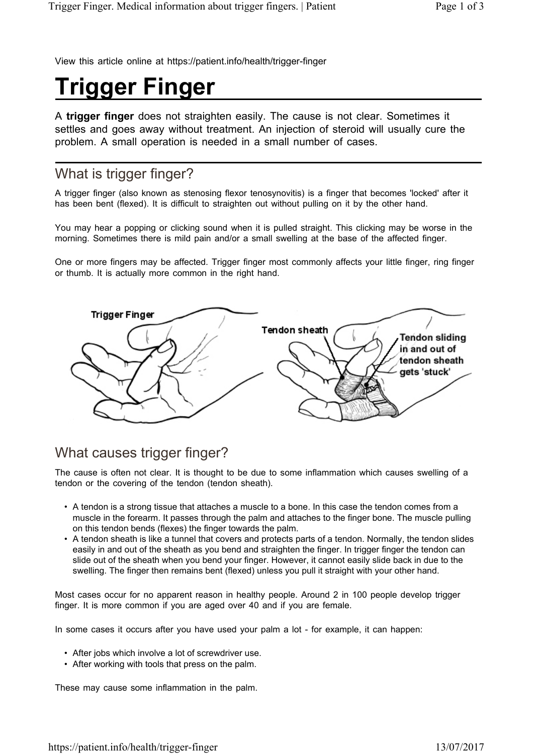View this article online at https://patient.info/health/trigger-finger

# Trigger Finger

A **trigger finger** does not straighten easily. The cause is not clear. Sometimes it settles and goes away without treatment. An injection of steroid will usually cure the problem. A small operation is needed in a small number of cases.

## What is trigger finger?

A trigger finger (also known as stenosing flexor tenosynovitis) is a finger that becomes 'locked' after it has been bent (flexed). It is difficult to straighten out without pulling on it by the other hand.

You may hear a popping or clicking sound when it is pulled straight. This clicking may be worse in the morning. Sometimes there is mild pain and/or a small swelling at the base of the affected finger.

One or more fingers may be affected. Trigger finger most commonly affects your little finger, ring finger or thumb. It is actually more common in the right hand.

## What causes trigger finger?

The cause is often not clear. It is thought to be due to some inflammation which causes swelling of a tendon or the covering of the tendon (tendon sheath).

- A tendon is a strong tissue that attaches a muscle to a bone. In this case the tendon comes from a muscle in the forearm. It passes through the palm and attaches to the finger bone. The muscle pulling on this tendon bends (flexes) the finger towards the palm.
- A tendon sheath is like a tunnel that covers and protects parts of a tendon. Normally, the tendon slides easily in and out of the sheath as you bend and straighten the finger. In trigger finger the tendon can slide out of the sheath when you bend your finger. However, it cannot easily slide back in due to the swelling. The finger then remains bent (flexed) unless you pull it straight with your other hand.

Most cases occur for no apparent reason in healthy people. Around 2 in 100 people develop trigger finger. It is more common if you are aged over 40 and if you are female.

In some cases it occurs after you have used your palm a lot - for example, it can happen:

- After jobs which involve a lot of screwdriver use.
- After working with tools that press on the palm.

These may cause some inflammation in the palm.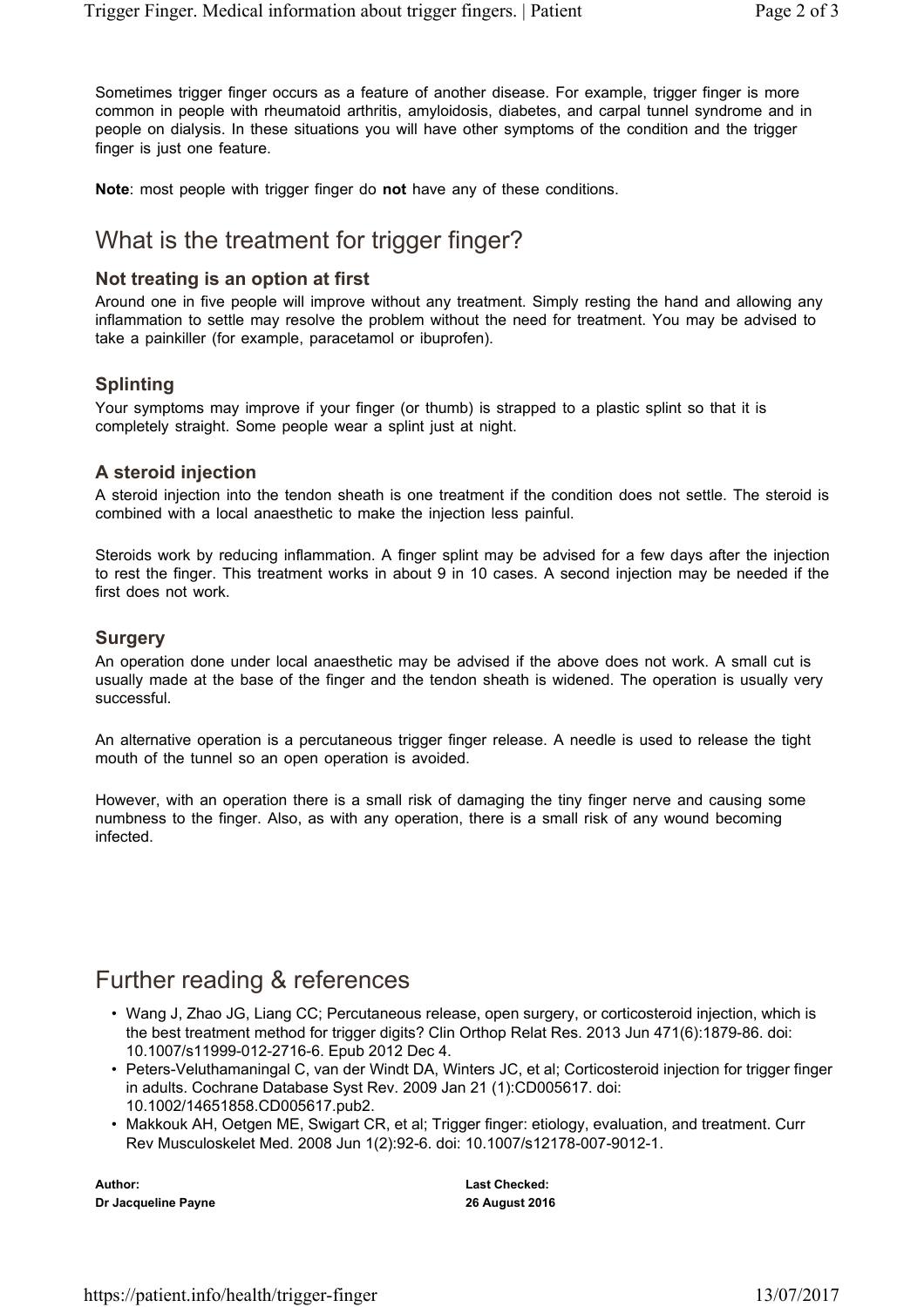Sometimes trigger finger occurs as a feature of another disease. For example, trigger finger is more common in people with rheumatoid arthritis, amyloidosis, diabetes, and carpal tunnel syndrome and in people on dialysis. In these situations you will have other symptoms of the condition and the trigger finger is just one feature.

**Note**: most people with trigger finger do **not** have any of these conditions.

## What is the treatment for trigger finger?

### Not treating is an option at first

Around one in five people will improve without any treatment. Simply resting the hand and allowing any inflammation to settle may resolve the problem without the need for treatment. You may be advised to take a painkiller (for example, paracetamol or ibuprofen).

### Splinting

Your symptoms may improve if your finger (or thumb) is strapped to a plastic splint so that it is completely straight. Some people wear a splint just at night.

### A steroid injection

A steroid injection into the tendon sheath is one treatment if the condition does not settle. The steroid is combined with a local anaesthetic to make the injection less painful.

Steroids work by reducing inflammation. A finger splint may be advised for a few days after the injection to rest the finger. This treatment works in about 9 in 10 cases. A second injection may be needed if the first does not work.

### Surgery

An operation done under local anaesthetic may be advised if the above does not work. A small cut is usually made at the base of the finger and the tendon sheath is widened. The operation is usually very successful.

An alternative operation is a percutaneous trigger finger release. A needle is used to release the tight mouth of the tunnel so an open operation is avoided.

However, with an operation there is a small risk of damaging the tiny finger nerve and causing some numbness to the finger. Also, as with any operation, there is a small risk of any wound becoming infected.

## Further reading & references

- Wang J, Zhao JG, Liang CC; Percutaneous release, open surgery, or corticosteroid injection, which is the best treatment method for trigger digits? Clin Orthop Relat Res. 2013 Jun 471(6):1879-86. doi: 10.1007/s11999-012-2716-6. Epub 2012 Dec 4.
- Peters-Veluthamaningal C, van der Windt DA, Winters JC, et al; Corticosteroid injection for trigger finger in adults. Cochrane Database Syst Rev. 2009 Jan 21 (1):CD005617. doi: 10.1002/14651858.CD005617.pub2.
- Makkouk AH, Oetgen ME, Swigart CR, et al; Trigger finger: etiology, evaluation, and treatment. Curr Rev Musculoskelet Med. 2008 Jun 1(2):92-6. doi: 10.1007/s12178-007-9012-1.

**Author:**
**Dr Jacqueline Payne**

**Last Checked:**
**26 August 2016**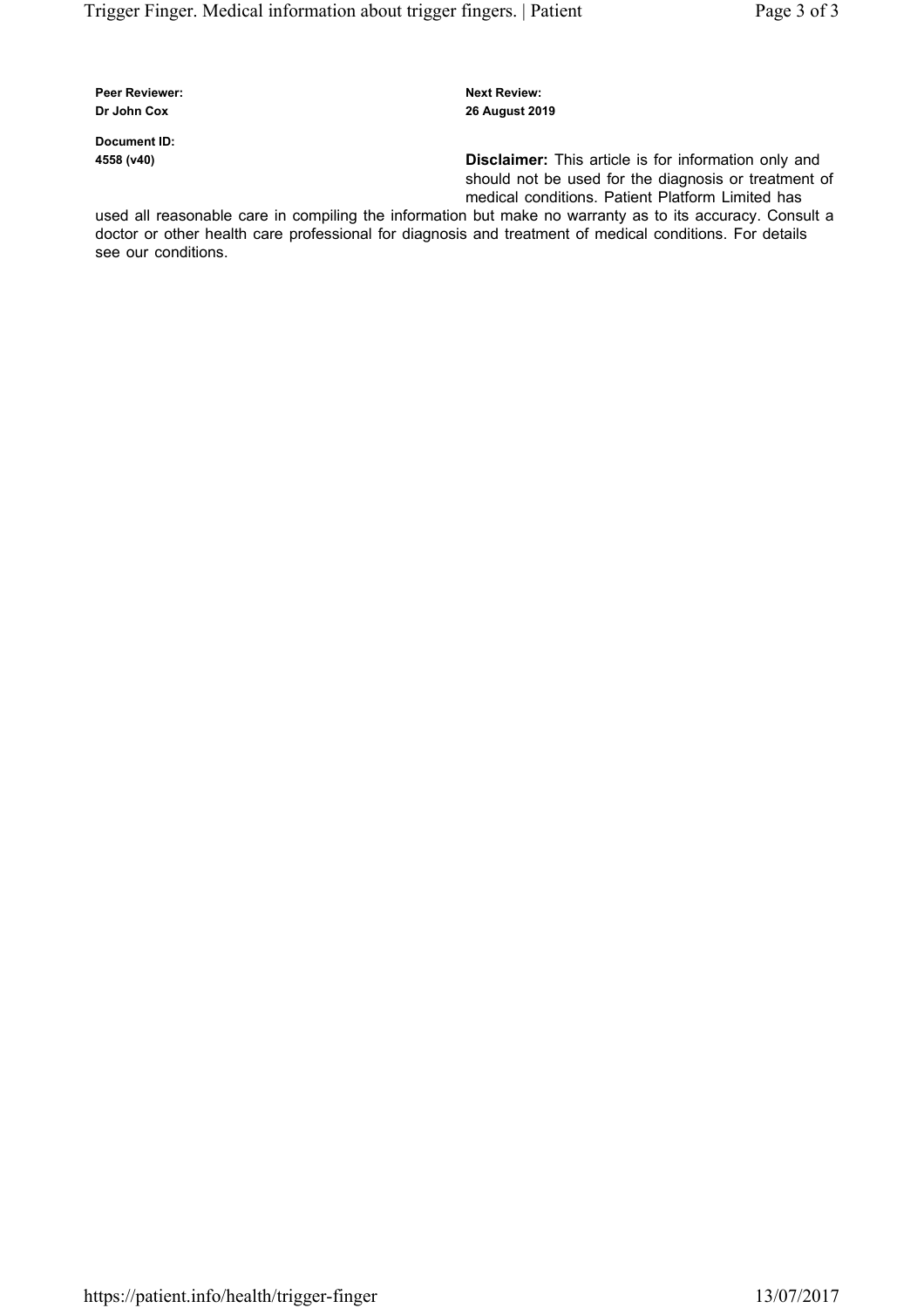**Peer Reviewer:**
**Dr John Cox**

**Document ID:**
**4558 (v40)**

**Next Review:**
**26 August 2019**

**Disclaimer:** This article is for information only and should not be used for the diagnosis or treatment of medical conditions. Patient Platform Limited has used all reasonable care in compiling the information but make no warranty as to its accuracy. Consult a doctor or other health care professional for diagnosis and treatment of medical conditions. For details see our conditions.